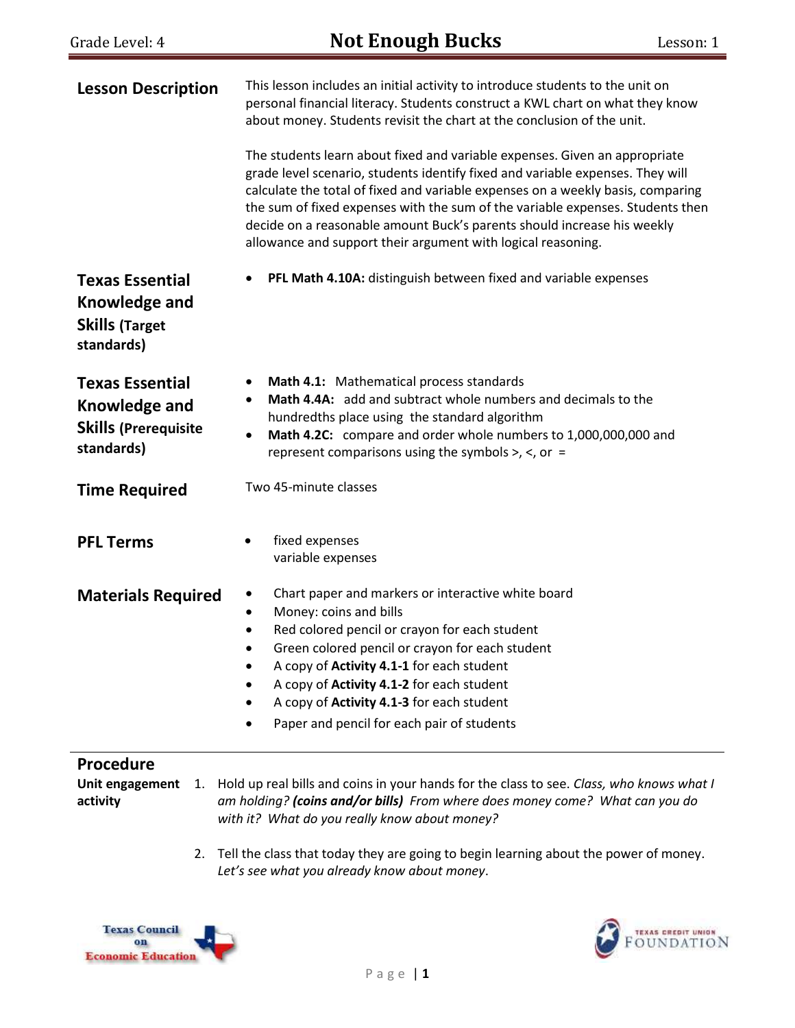Grade Level: 4

# Not Enough Bucks

Lesson: 1

## Lesson Description

This lesson includes an initial activity to introduce students to the unit on personal financial literacy. Students construct a KWL chart on what they know about money. Students revisit the chart at the conclusion of the unit.

The students learn about fixed and variable expenses. Given an appropriate grade level scenario, students identify fixed and variable expenses. They will calculate the total of fixed and variable expenses on a weekly basis, comparing the sum of fixed expenses with the sum of the variable expenses. Students then decide on a reasonable amount Buck's parents should increase his weekly allowance and support their argument with logical reasoning.

## Texas Essential Knowledge and Skills (Target standards)

- **PFL Math 4.10A:** distinguish between fixed and variable expenses

## Texas Essential Knowledge and Skills (Prerequisite standards)

- **Math 4.1:** Mathematical process standards
- **Math 4.4A:** add and subtract whole numbers and decimals to the hundredths place using the standard algorithm
- **Math 4.2C:** compare and order whole numbers to 1,000,000,000 and represent comparisons using the symbols >, <, or =

## Time Required

Two 45-minute classes

## PFL Terms

- fixed expenses
  variable expenses

## Materials Required

- Chart paper and markers or interactive white board
- Money: coins and bills
- Red colored pencil or crayon for each student
- Green colored pencil or crayon for each student
- A copy of **Activity 4.1-1** for each student
- A copy of **Activity 4.1-2** for each student
- A copy of **Activity 4.1-3** for each student
- Paper and pencil for each pair of students

## Procedure

**Unit engagement activity**

1. Hold up real bills and coins in your hands for the class to see. *Class, who knows what I am holding? **(coins and/or bills)** From where does money come? What can you do with it? What do you really know about money?*

2. Tell the class that today they are going to begin learning about the power of money. *Let's see what you already know about money*.

Texas Council on Economic Education

Texas Credit Union Foundation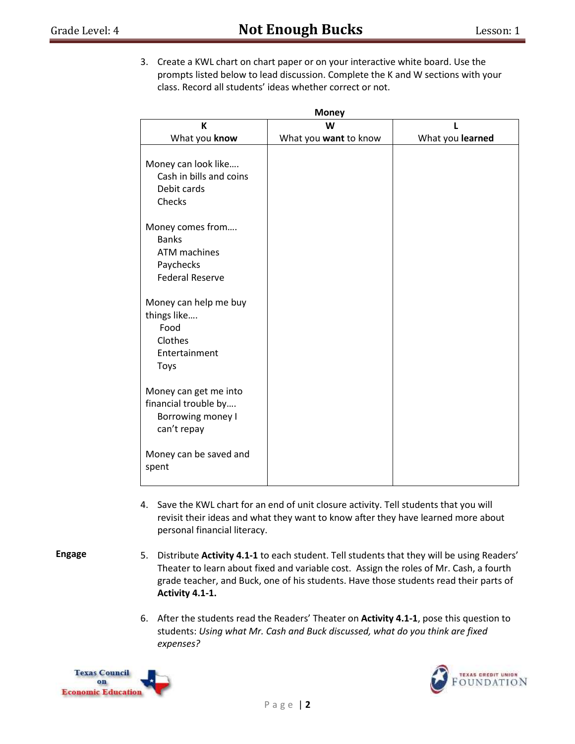3. Create a KWL chart on chart paper or on your interactive white board. Use the prompts listed below to lead discussion. Complete the K and W sections with your class. Record all students' ideas whether correct or not.

**Money**

| K<br>What you **know** | W<br>What you **want** to know | L<br>What you **learned** |
|---|---|---|
| Money can look like….<br>Cash in bills and coins<br>Debit cards<br>Checks<br><br>Money comes from….<br>Banks<br>ATM machines<br>Paychecks<br>Federal Reserve<br><br>Money can help me buy things like….<br>Food<br>Clothes<br>Entertainment<br>Toys<br><br>Money can get me into financial trouble by….<br>Borrowing money I can't repay<br><br>Money can be saved and spent | | |

4. Save the KWL chart for an end of unit closure activity. Tell students that you will revisit their ideas and what they want to know after they have learned more about personal financial literacy.

**Engage**

5. Distribute **Activity 4.1-1** to each student. Tell students that they will be using Readers' Theater to learn about fixed and variable cost. Assign the roles of Mr. Cash, a fourth grade teacher, and Buck, one of his students. Have those students read their parts of **Activity 4.1-1.**

6. After the students read the Readers' Theater on **Activity 4.1-1**, pose this question to students: *Using what Mr. Cash and Buck discussed, what do you think are fixed expenses?*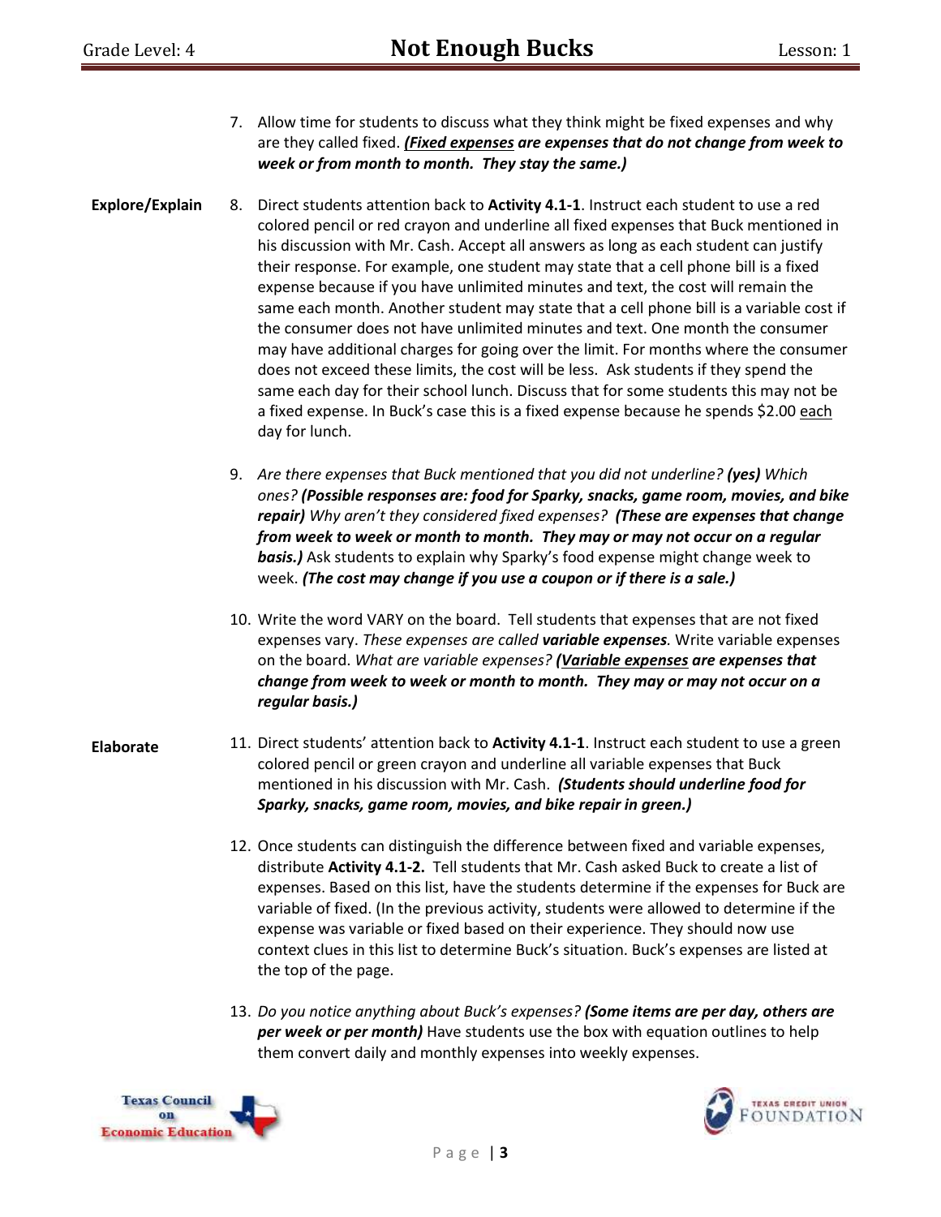7. Allow time for students to discuss what they think might be fixed expenses and why are they called fixed. ***(<u>Fixed expenses</u> are expenses that do not change from week to week or from month to month. They stay the same.)***

**Explore/Explain**

8. Direct students attention back to **Activity 4.1-1**. Instruct each student to use a red colored pencil or red crayon and underline all fixed expenses that Buck mentioned in his discussion with Mr. Cash. Accept all answers as long as each student can justify their response. For example, one student may state that a cell phone bill is a fixed expense because if you have unlimited minutes and text, the cost will remain the same each month. Another student may state that a cell phone bill is a variable cost if the consumer does not have unlimited minutes and text. One month the consumer may have additional charges for going over the limit. For months where the consumer does not exceed these limits, the cost will be less. Ask students if they spend the same each day for their school lunch. Discuss that for some students this may not be a fixed expense. In Buck's case this is a fixed expense because he spends $2.00 <u>each</u> day for lunch.

9. *Are there expenses that Buck mentioned that you did not underline?* ***(yes)*** *Which ones?* ***(Possible responses are: food for Sparky, snacks, game room, movies, and bike repair)*** *Why aren't they considered fixed expenses?* ***(These are expenses that change from week to week or month to month. They may or may not occur on a regular basis.)*** Ask students to explain why Sparky's food expense might change week to week. ***(The cost may change if you use a coupon or if there is a sale.)***

10. Write the word VARY on the board. Tell students that expenses that are not fixed expenses vary. *These expenses are called* ***variable expenses****.* Write variable expenses on the board. *What are variable expenses?* ***(<u>Variable expenses</u> are expenses that change from week to week or month to month. They may or may not occur on a regular basis.)***

**Elaborate**

11. Direct students' attention back to **Activity 4.1-1**. Instruct each student to use a green colored pencil or green crayon and underline all variable expenses that Buck mentioned in his discussion with Mr. Cash. ***(Students should underline food for Sparky, snacks, game room, movies, and bike repair in green.)***

12. Once students can distinguish the difference between fixed and variable expenses, distribute **Activity 4.1-2.** Tell students that Mr. Cash asked Buck to create a list of expenses. Based on this list, have the students determine if the expenses for Buck are variable of fixed. (In the previous activity, students were allowed to determine if the expense was variable or fixed based on their experience. They should now use context clues in this list to determine Buck's situation. Buck's expenses are listed at the top of the page.

13. *Do you notice anything about Buck's expenses?* ***(Some items are per day, others are per week or per month)*** Have students use the box with equation outlines to help them convert daily and monthly expenses into weekly expenses.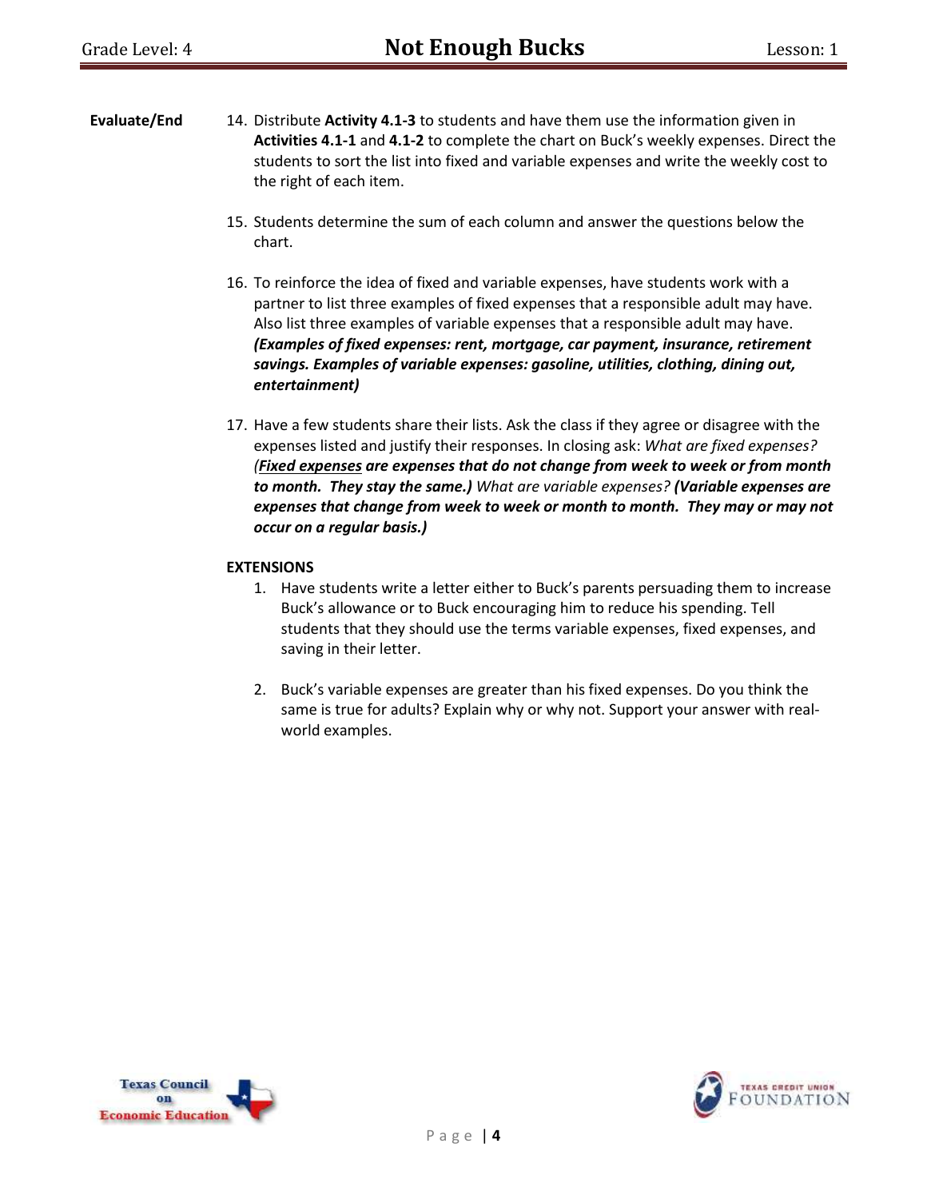**Evaluate/End**

14. Distribute **Activity 4.1-3** to students and have them use the information given in **Activities 4.1-1** and **4.1-2** to complete the chart on Buck's weekly expenses. Direct the students to sort the list into fixed and variable expenses and write the weekly cost to the right of each item.

15. Students determine the sum of each column and answer the questions below the chart.

16. To reinforce the idea of fixed and variable expenses, have students work with a partner to list three examples of fixed expenses that a responsible adult may have. Also list three examples of variable expenses that a responsible adult may have. ***(Examples of fixed expenses: rent, mortgage, car payment, insurance, retirement savings. Examples of variable expenses: gasoline, utilities, clothing, dining out, entertainment)***

17. Have a few students share their lists. Ask the class if they agree or disagree with the expenses listed and justify their responses. In closing ask: *What are fixed expenses?* ***(<u>Fixed expenses</u> are expenses that do not change from week to week or from month to month. They stay the same.)*** *What are variable expenses?* ***(Variable expenses are expenses that change from week to week or month to month. They may or may not occur on a regular basis.)***

**EXTENSIONS**

1. Have students write a letter either to Buck's parents persuading them to increase Buck's allowance or to Buck encouraging him to reduce his spending. Tell students that they should use the terms variable expenses, fixed expenses, and saving in their letter.

2. Buck's variable expenses are greater than his fixed expenses. Do you think the same is true for adults? Explain why or why not. Support your answer with real-world examples.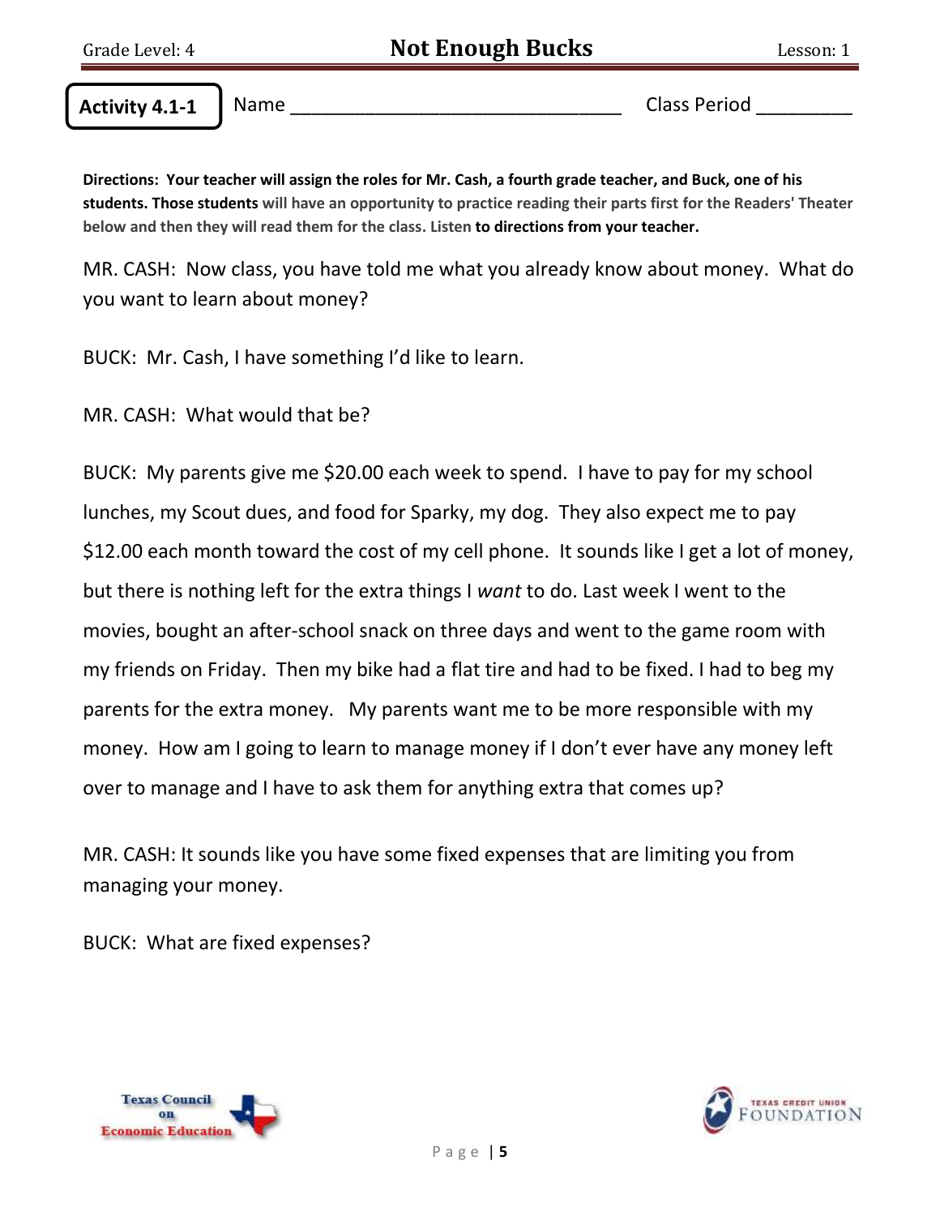**Activity 4.1-1** Name ________________________________ Class Period _________

**Directions: Your teacher will assign the roles for Mr. Cash, a fourth grade teacher, and Buck, one of his students. Those students will have an opportunity to practice reading their parts first for the Readers' Theater below and then they will read them for the class. Listen to directions from your teacher.**

MR. CASH: Now class, you have told me what you already know about money. What do you want to learn about money?

BUCK: Mr. Cash, I have something I'd like to learn.

MR. CASH: What would that be?

BUCK: My parents give me $20.00 each week to spend. I have to pay for my school lunches, my Scout dues, and food for Sparky, my dog. They also expect me to pay $12.00 each month toward the cost of my cell phone. It sounds like I get a lot of money, but there is nothing left for the extra things I *want* to do. Last week I went to the movies, bought an after-school snack on three days and went to the game room with my friends on Friday. Then my bike had a flat tire and had to be fixed. I had to beg my parents for the extra money. My parents want me to be more responsible with my money. How am I going to learn to manage money if I don't ever have any money left over to manage and I have to ask them for anything extra that comes up?

MR. CASH: It sounds like you have some fixed expenses that are limiting you from managing your money.

BUCK: What are fixed expenses?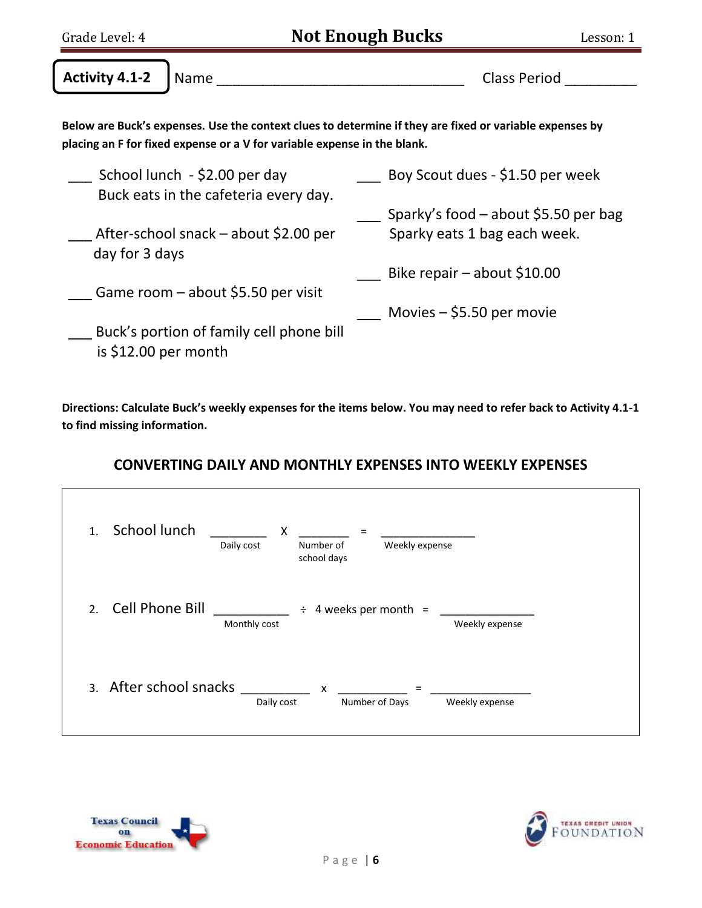**Activity 4.1-2** Name _______________________________ Class Period _________

**Below are Buck's expenses. Use the context clues to determine if they are fixed or variable expenses by placing an F for fixed expense or a V for variable expense in the blank.**

___ School lunch - $2.00 per day
Buck eats in the cafeteria every day.

___ After-school snack – about $2.00 per day for 3 days

___ Game room – about $5.50 per visit

___ Buck's portion of family cell phone bill is $12.00 per month

___ Boy Scout dues - $1.50 per week

___ Sparky's food – about $5.50 per bag
Sparky eats 1 bag each week.

___ Bike repair – about $10.00

___ Movies – $5.50 per movie

**Directions: Calculate Buck's weekly expenses for the items below. You may need to refer back to Activity 4.1-1 to find missing information.**

## CONVERTING DAILY AND MONTHLY EXPENSES INTO WEEKLY EXPENSES

1. School lunch ________ X _______ = ______________
   (Daily cost) X (Number of school days) = (Weekly expense)

2. Cell Phone Bill __________ ÷ 4 weeks per month = ______________
   (Monthly cost) ÷ 4 weeks per month = (Weekly expense)

3. After school snacks _________ x _________ = ______________
   (Daily cost) x (Number of Days) = (Weekly expense)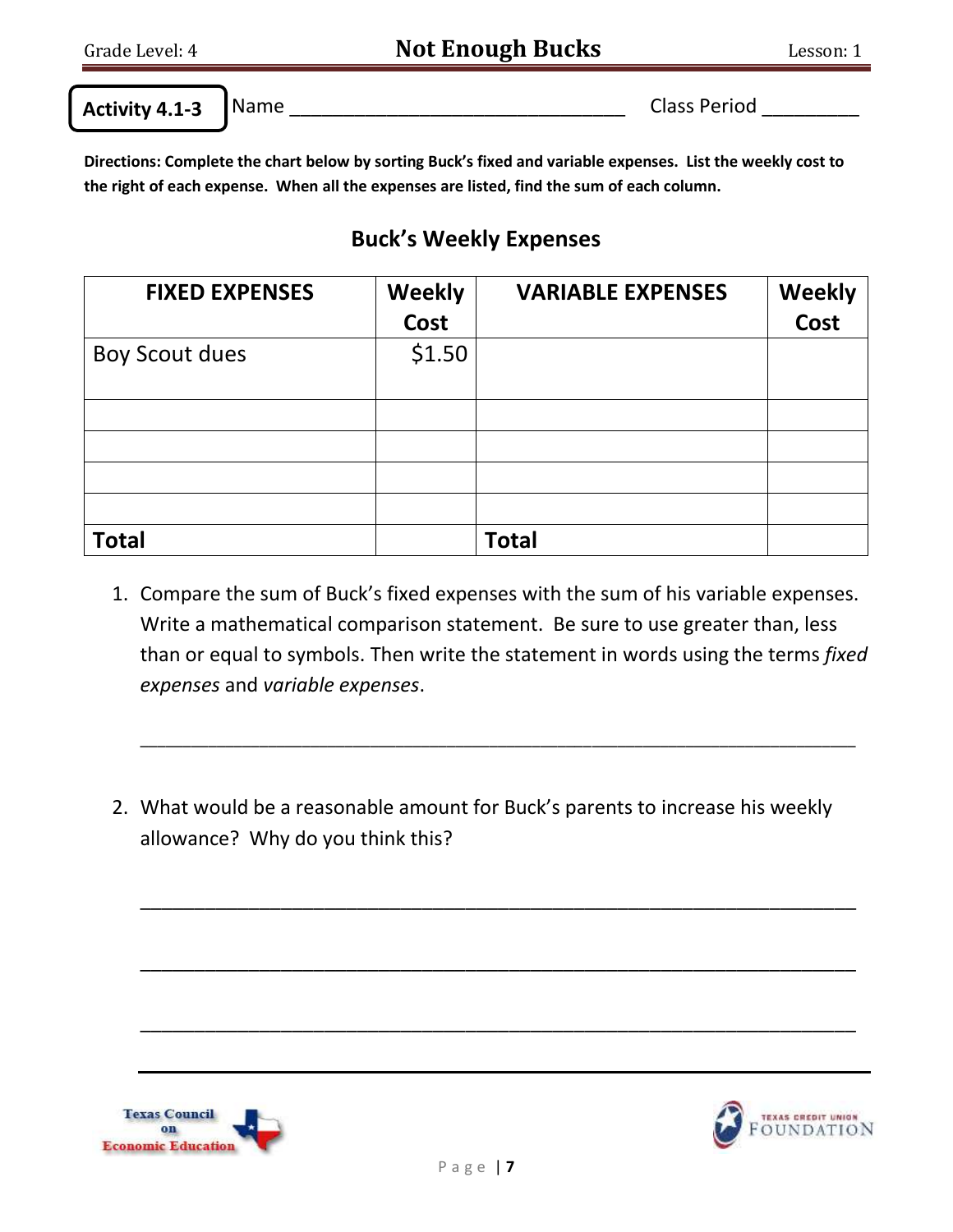Grade Level: 4 **Not Enough Bucks** Lesson: 1

**Activity 4.1-3** Name ________________________________ Class Period _________

**Directions: Complete the chart below by sorting Buck's fixed and variable expenses. List the weekly cost to the right of each expense. When all the expenses are listed, find the sum of each column.**

## Buck's Weekly Expenses

| FIXED EXPENSES | Weekly Cost | VARIABLE EXPENSES | Weekly Cost |
|---|---|---|---|
| Boy Scout dues | $1.50 | | |
| | | | |
| | | | |
| | | | |
| | | | |
| **Total** | | **Total** | |

1. Compare the sum of Buck's fixed expenses with the sum of his variable expenses. Write a mathematical comparison statement. Be sure to use greater than, less than or equal to symbols. Then write the statement in words using the terms *fixed expenses* and *variable expenses*.

_______________________________________________________________________

2. What would be a reasonable amount for Buck's parents to increase his weekly allowance? Why do you think this?

_______________________________________________________________________

_______________________________________________________________________

_______________________________________________________________________

Texas Council on Economic Education

Texas Credit Union Foundation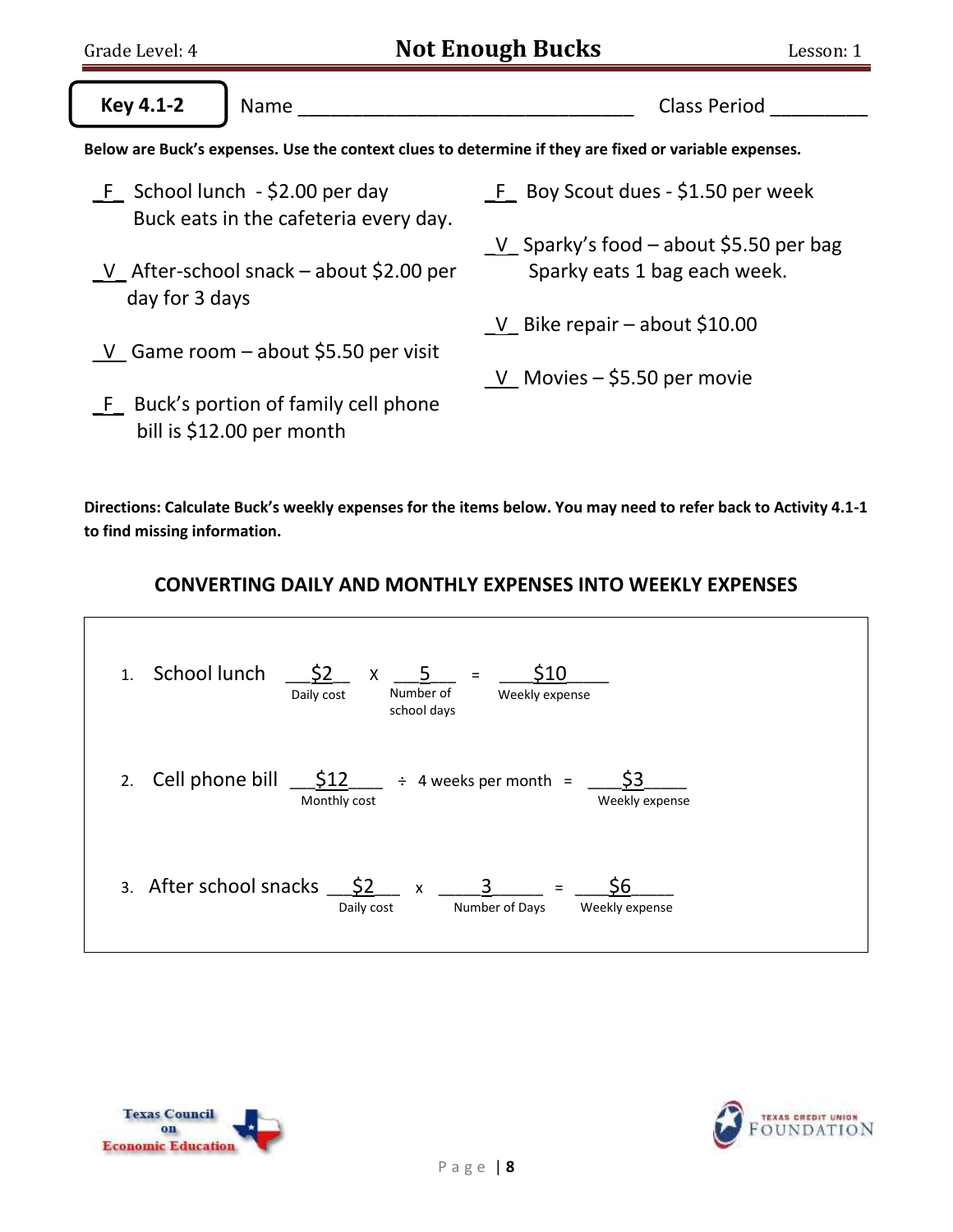**Key 4.1-2** Name ______________________________ Class Period _________

**Below are Buck's expenses. Use the context clues to determine if they are fixed or variable expenses.**

_F_ School lunch - $2.00 per day
Buck eats in the cafeteria every day.

_V_ After-school snack – about $2.00 per day for 3 days

_V_ Game room – about $5.50 per visit

_F_ Buck's portion of family cell phone bill is $12.00 per month

_F_ Boy Scout dues - $1.50 per week

_V_ Sparky's food – about $5.50 per bag
Sparky eats 1 bag each week.

_V_ Bike repair – about $10.00

_V_ Movies – $5.50 per movie

**Directions: Calculate Buck's weekly expenses for the items below. You may need to refer back to Activity 4.1-1 to find missing information.**

## CONVERTING DAILY AND MONTHLY EXPENSES INTO WEEKLY EXPENSES

1. School lunch ___$2___ (Daily cost) x ___5___ (Number of school days) = ___$10___ (Weekly expense)

2. Cell phone bill ___$12___ (Monthly cost) ÷ 4 weeks per month = ___$3___ (Weekly expense)

3. After school snacks ___$2___ (Daily cost) x ___3___ (Number of Days) = ___$6___ (Weekly expense)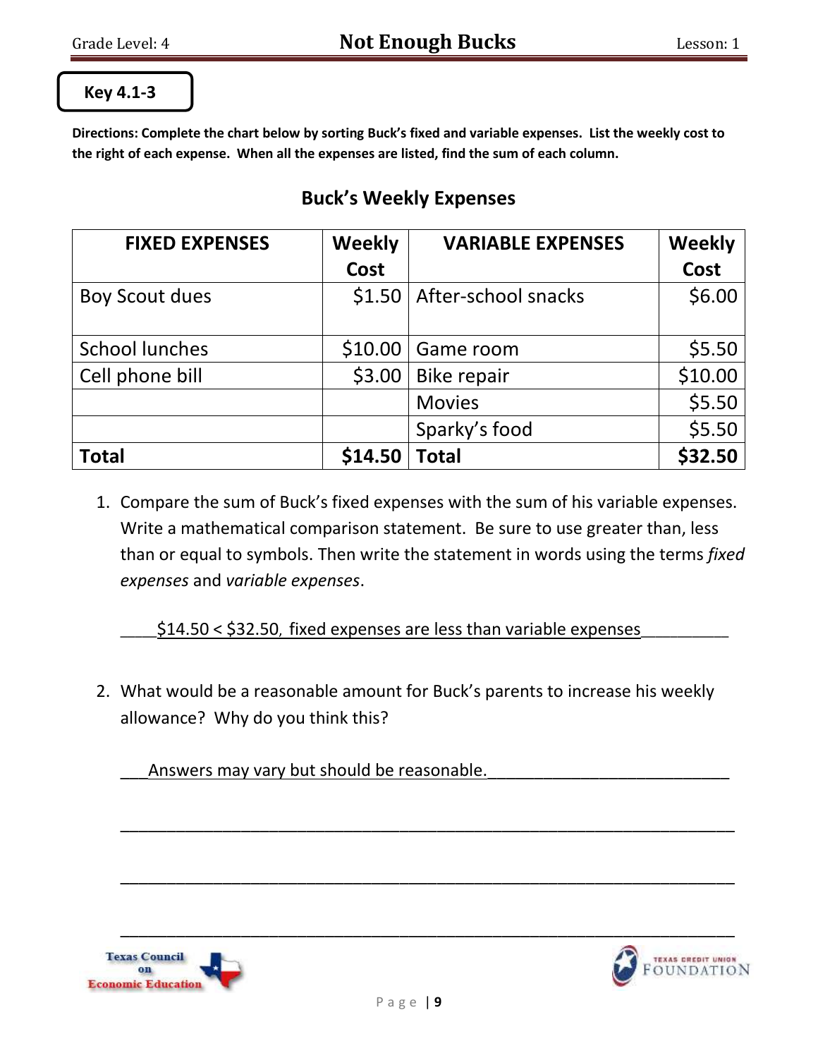**Key 4.1-3**

**Directions: Complete the chart below by sorting Buck's fixed and variable expenses. List the weekly cost to the right of each expense. When all the expenses are listed, find the sum of each column.**

## Buck's Weekly Expenses

| FIXED EXPENSES | Weekly Cost | VARIABLE EXPENSES | Weekly Cost |
|---|---|---|---|
| Boy Scout dues | $1.50 | After-school snacks | $6.00 |
| School lunches | $10.00 | Game room | $5.50 |
| Cell phone bill | $3.00 | Bike repair | $10.00 |
| | | Movies | $5.50 |
| | | Sparky's food | $5.50 |
| **Total** | **$14.50** | **Total** | **$32.50** |

1. Compare the sum of Buck's fixed expenses with the sum of his variable expenses. Write a mathematical comparison statement. Be sure to use greater than, less than or equal to symbols. Then write the statement in words using the terms *fixed expenses* and *variable expenses*.

   ____$14.50 < $32.50, fixed expenses are less than variable expenses_________

2. What would be a reasonable amount for Buck's parents to increase his weekly allowance? Why do you think this?

   ___Answers may vary but should be reasonable.___________________________

   ______________________________________________________________

   ______________________________________________________________

   ______________________________________________________________